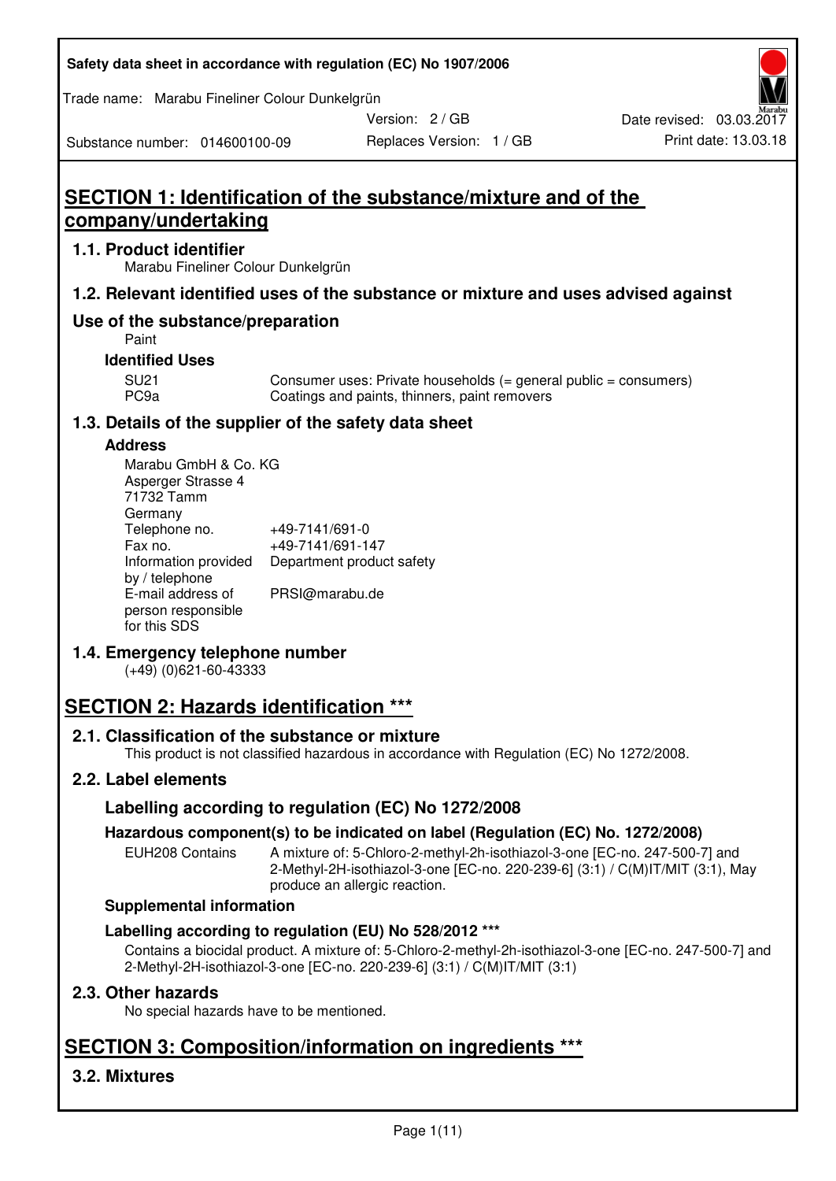# SECTION 1: Identification of the substance/mixture and of the company/undertaking

## 1.1. Product identifier

Marabu Fineliner Colour Dunkelgrün

## 1.2. Relevant identified uses of the substance or mixture and uses advised against

## Use of the substance/preparation

Paint

### Identified Uses

| | |
|---|---|
| SU21 | Consumer uses: Private households (= general public = consumers) |
| PC9a | Coatings and paints, thinners, paint removers |

## 1.3. Details of the supplier of the safety data sheet

### Address

Marabu GmbH & Co. KG
Asperger Strasse 4
71732 Tamm
Germany

| | |
|---|---|
| Telephone no. | +49-7141/691-0 |
| Fax no. | +49-7141/691-147 |
| Information provided by / telephone | Department product safety |
| E-mail address of person responsible for this SDS | PRSI@marabu.de |

## 1.4. Emergency telephone number

(+49) (0)621-60-43333

# SECTION 2: Hazards identification ***

## 2.1. Classification of the substance or mixture

This product is not classified hazardous in accordance with Regulation (EC) No 1272/2008.

## 2.2. Label elements

### Labelling according to regulation (EC) No 1272/2008

#### Hazardous component(s) to be indicated on label (Regulation (EC) No. 1272/2008)

| | |
|---|---|
| EUH208 Contains | A mixture of: 5-Chloro-2-methyl-2h-isothiazol-3-one [EC-no. 247-500-7] and 2-Methyl-2H-isothiazol-3-one [EC-no. 220-239-6] (3:1) / C(M)IT/MIT (3:1), May produce an allergic reaction. |

### Supplemental information

### Labelling according to regulation (EU) No 528/2012 ***

Contains a biocidal product. A mixture of: 5-Chloro-2-methyl-2h-isothiazol-3-one [EC-no. 247-500-7] and 2-Methyl-2H-isothiazol-3-one [EC-no. 220-239-6] (3:1) / C(M)IT/MIT (3:1)

## 2.3. Other hazards

No special hazards have to be mentioned.

# SECTION 3: Composition/information on ingredients ***

## 3.2. Mixtures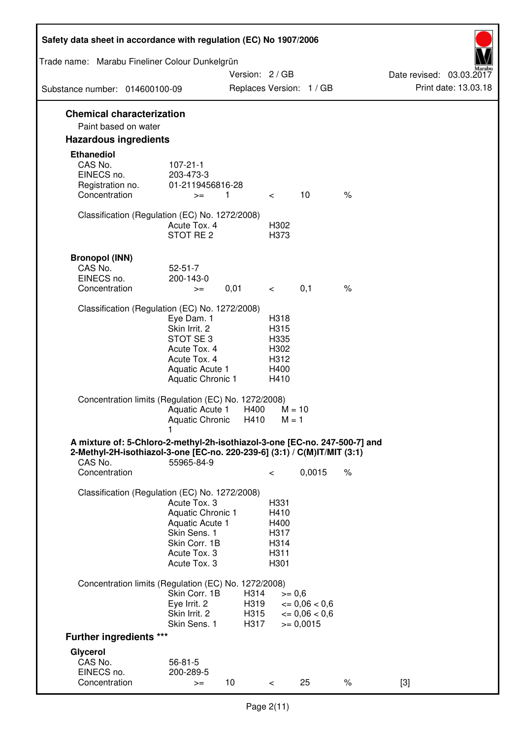## Chemical characterization

Paint based on water

## Hazardous ingredients

### Ethanediol

| | | | | | |
|---|---|---|---|---|---|
| CAS No. | 107-21-1 | | | | |
| EINECS no. | 203-473-3 | | | | |
| Registration no. | 01-2119456816-28 | | | | |
| Concentration | >= | 1 | < | 10 | % |

Classification (Regulation (EC) No. 1272/2008)

| | |
|---|---|
| Acute Tox. 4 | H302 |
| STOT RE 2 | H373 |

### Bronopol (INN)

| | | | | | |
|---|---|---|---|---|---|
| CAS No. | 52-51-7 | | | | |
| EINECS no. | 200-143-0 | | | | |
| Concentration | >= | 0,01 | < | 0,1 | % |

Classification (Regulation (EC) No. 1272/2008)

| | |
|---|---|
| Eye Dam. 1 | H318 |
| Skin Irrit. 2 | H315 |
| STOT SE 3 | H335 |
| Acute Tox. 4 | H302 |
| Acute Tox. 4 | H312 |
| Aquatic Acute 1 | H400 |
| Aquatic Chronic 1 | H410 |

Concentration limits (Regulation (EC) No. 1272/2008)

| | | |
|---|---|---|
| Aquatic Acute 1 | H400 | M = 10 |
| Aquatic Chronic 1 | H410 | M = 1 |

### A mixture of: 5-Chloro-2-methyl-2h-isothiazol-3-one [EC-no. 247-500-7] and 2-Methyl-2H-isothiazol-3-one [EC-no. 220-239-6] (3:1) / C(M)IT/MIT (3:1)

| | | | |
|---|---|---|---|
| CAS No. | 55965-84-9 | | |
| Concentration | < | 0,0015 | % |

Classification (Regulation (EC) No. 1272/2008)

| | |
|---|---|
| Acute Tox. 3 | H331 |
| Aquatic Chronic 1 | H410 |
| Aquatic Acute 1 | H400 |
| Skin Sens. 1 | H317 |
| Skin Corr. 1B | H314 |
| Acute Tox. 3 | H311 |
| Acute Tox. 3 | H301 |

Concentration limits (Regulation (EC) No. 1272/2008)

| | | |
|---|---|---|
| Skin Corr. 1B | H314 | >= 0,6 |
| Eye Irrit. 2 | H319 | <= 0,06 < 0,6 |
| Skin Irrit. 2 | H315 | <= 0,06 < 0,6 |
| Skin Sens. 1 | H317 | >= 0,0015 |

## Further ingredients ***

### Glycerol

| | | | | | | |
|---|---|---|---|---|---|---|
| CAS No. | 56-81-5 | | | | | |
| EINECS no. | 200-289-5 | | | | | |
| Concentration | >= | 10 | < | 25 | % | [3] |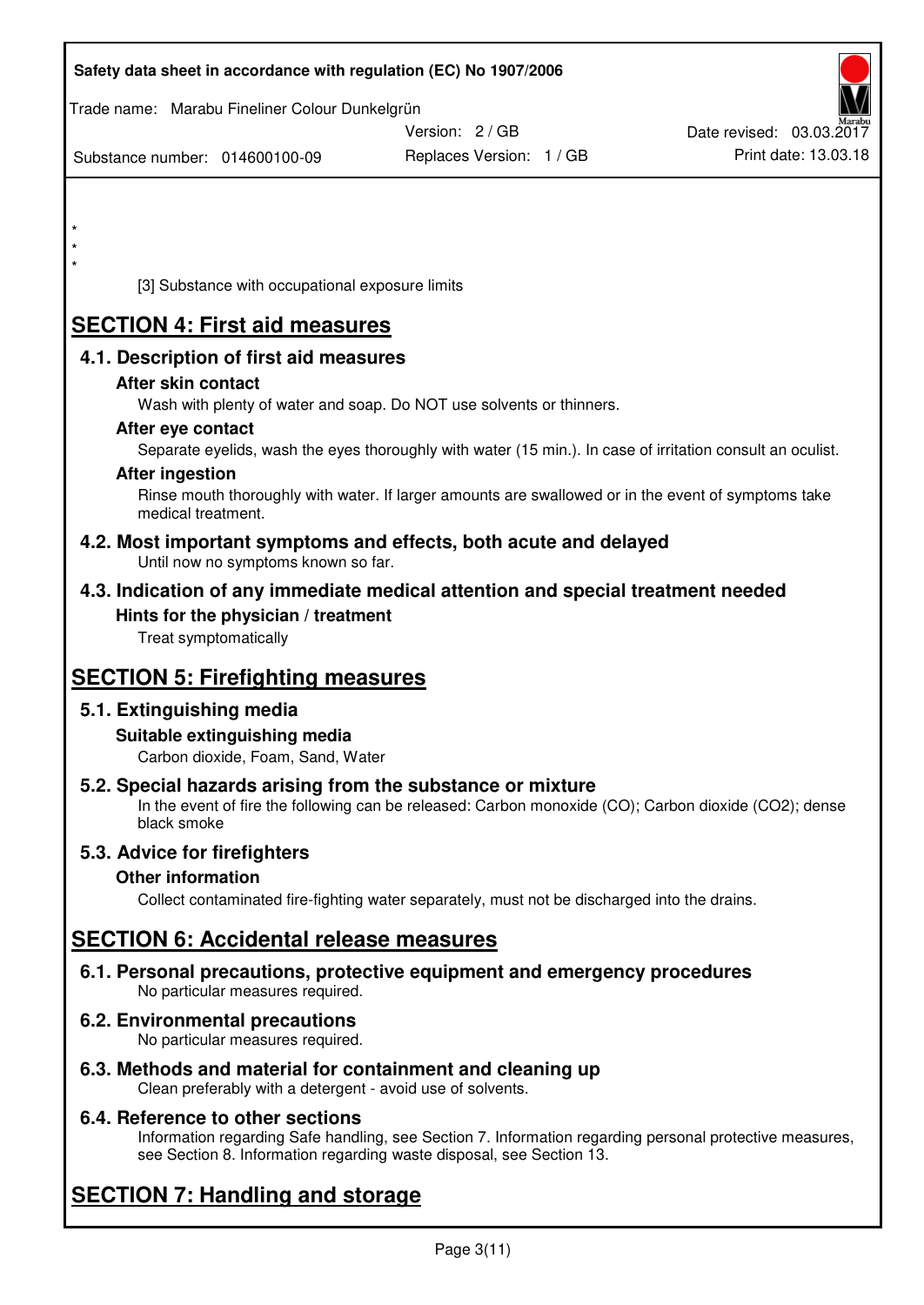*
*
*

[3] Substance with occupational exposure limits

# SECTION 4: First aid measures

## 4.1. Description of first aid measures

### After skin contact

Wash with plenty of water and soap. Do NOT use solvents or thinners.

### After eye contact

Separate eyelids, wash the eyes thoroughly with water (15 min.). In case of irritation consult an oculist.

### After ingestion

Rinse mouth thoroughly with water. If larger amounts are swallowed or in the event of symptoms take medical treatment.

## 4.2. Most important symptoms and effects, both acute and delayed

Until now no symptoms known so far.

## 4.3. Indication of any immediate medical attention and special treatment needed

### Hints for the physician / treatment

Treat symptomatically

# SECTION 5: Firefighting measures

## 5.1. Extinguishing media

### Suitable extinguishing media

Carbon dioxide, Foam, Sand, Water

## 5.2. Special hazards arising from the substance or mixture

In the event of fire the following can be released: Carbon monoxide (CO); Carbon dioxide ($CO_2$); dense black smoke

## 5.3. Advice for firefighters

### Other information

Collect contaminated fire-fighting water separately, must not be discharged into the drains.

# SECTION 6: Accidental release measures

## 6.1. Personal precautions, protective equipment and emergency procedures

No particular measures required.

## 6.2. Environmental precautions

No particular measures required.

## 6.3. Methods and material for containment and cleaning up

Clean preferably with a detergent - avoid use of solvents.

## 6.4. Reference to other sections

Information regarding Safe handling, see Section 7. Information regarding personal protective measures, see Section 8. Information regarding waste disposal, see Section 13.

# SECTION 7: Handling and storage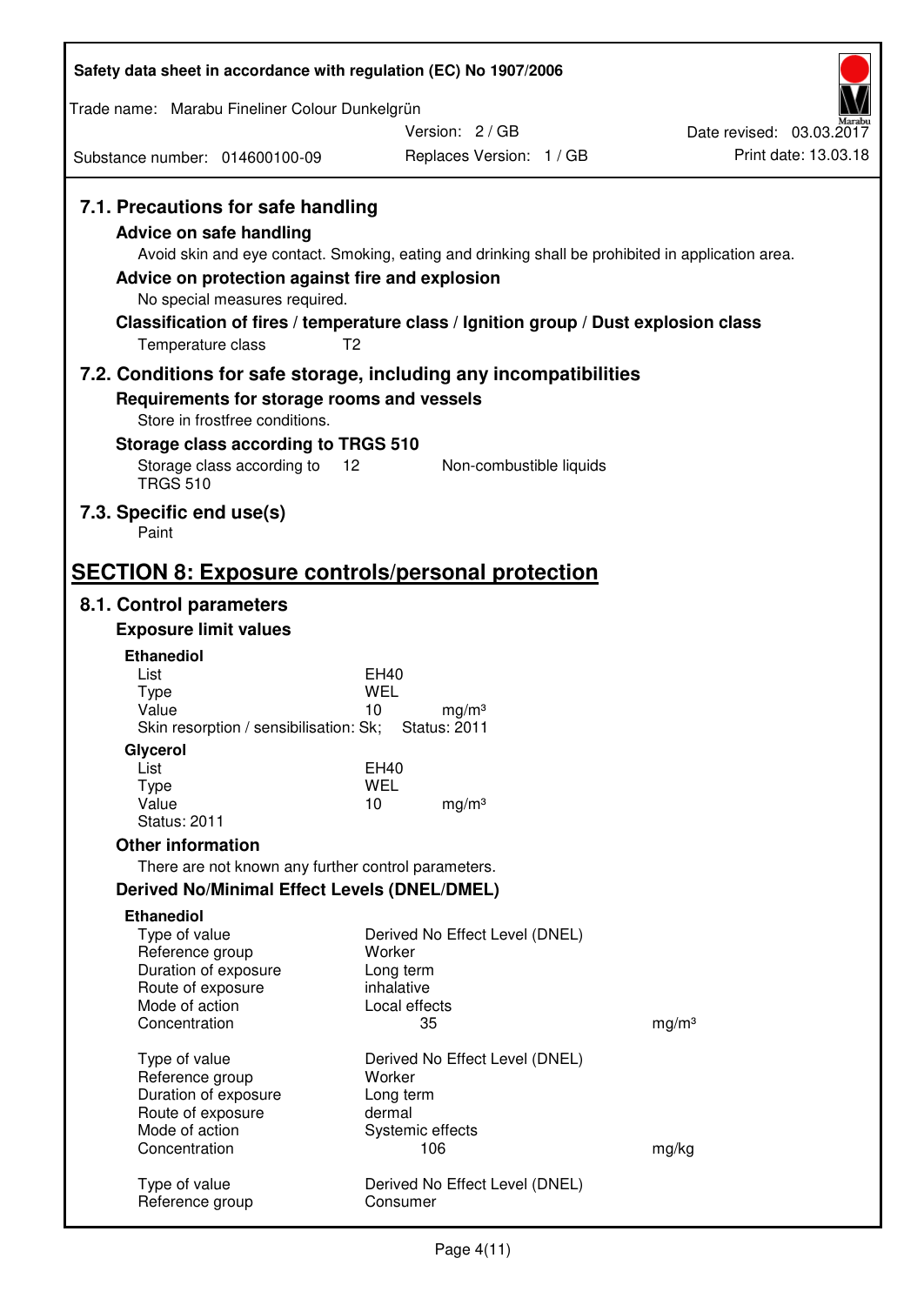### 7.1. Precautions for safe handling

**Advice on safe handling**

Avoid skin and eye contact. Smoking, eating and drinking shall be prohibited in application area.

**Advice on protection against fire and explosion**

No special measures required.

**Classification of fires / temperature class / Ignition group / Dust explosion class**

| | |
|---|---|
| Temperature class | T2 |

### 7.2. Conditions for safe storage, including any incompatibilities

**Requirements for storage rooms and vessels**

Store in frostfree conditions.

**Storage class according to TRGS 510**

| | | |
|---|---|---|
| Storage class according to TRGS 510 | 12 | Non-combustible liquids |

### 7.3. Specific end use(s)

Paint

## SECTION 8: Exposure controls/personal protection

### 8.1. Control parameters

**Exposure limit values**

**Ethanediol**

| | | |
|---|---|---|
| List | EH40 | |
| Type | WEL | |
| Value | 10 | mg/m³ |

Skin resorption / sensibilisation: Sk; Status: 2011

**Glycerol**

| | | |
|---|---|---|
| List | EH40 | |
| Type | WEL | |
| Value | 10 | mg/m³ |

Status: 2011

**Other information**

There are not known any further control parameters.

**Derived No/Minimal Effect Levels (DNEL/DMEL)**

**Ethanediol**

| | | |
|---|---|---|
| Type of value | Derived No Effect Level (DNEL) | |
| Reference group | Worker | |
| Duration of exposure | Long term | |
| Route of exposure | inhalative | |
| Mode of action | Local effects | |
| Concentration | 35 | mg/m³ |

| | | |
|---|---|---|
| Type of value | Derived No Effect Level (DNEL) | |
| Reference group | Worker | |
| Duration of exposure | Long term | |
| Route of exposure | dermal | |
| Mode of action | Systemic effects | |
| Concentration | 106 | mg/kg |

| | |
|---|---|
| Type of value | Derived No Effect Level (DNEL) |
| Reference group | Consumer |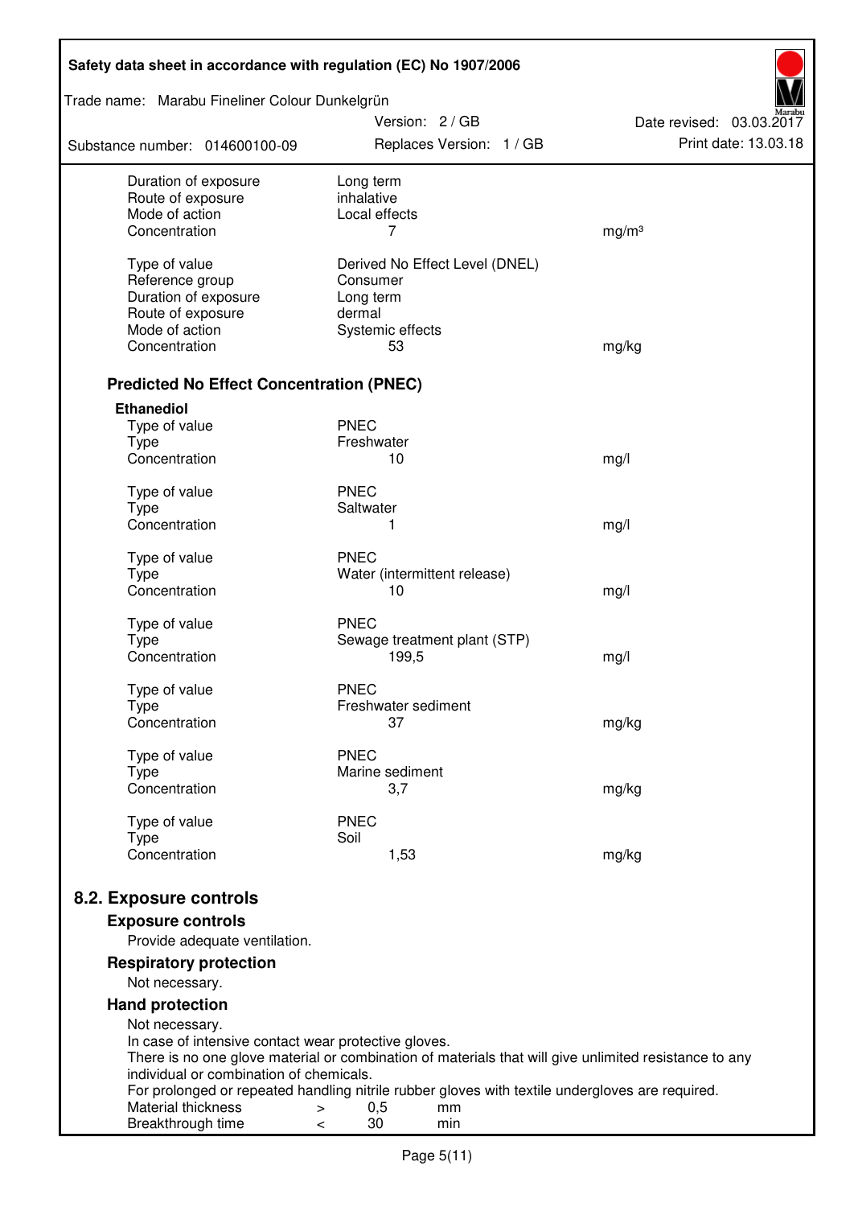| | | |
|---|---|---|
| Duration of exposure | Long term | |
| Route of exposure | inhalative | |
| Mode of action | Local effects | |
| Concentration | 7 | mg/m³ |
| | | |
| Type of value | Derived No Effect Level (DNEL) | |
| Reference group | Consumer | |
| Duration of exposure | Long term | |
| Route of exposure | dermal | |
| Mode of action | Systemic effects | |
| Concentration | 53 | mg/kg |

### Predicted No Effect Concentration (PNEC)

**Ethanediol**

| | | |
|---|---|---|
| Type of value | PNEC | |
| Type | Freshwater | |
| Concentration | 10 | mg/l |
| | | |
| Type of value | PNEC | |
| Type | Saltwater | |
| Concentration | 1 | mg/l |
| | | |
| Type of value | PNEC | |
| Type | Water (intermittent release) | |
| Concentration | 10 | mg/l |
| | | |
| Type of value | PNEC | |
| Type | Sewage treatment plant (STP) | |
| Concentration | 199,5 | mg/l |
| | | |
| Type of value | PNEC | |
| Type | Freshwater sediment | |
| Concentration | 37 | mg/kg |
| | | |
| Type of value | PNEC | |
| Type | Marine sediment | |
| Concentration | 3,7 | mg/kg |
| | | |
| Type of value | PNEC | |
| Type | Soil | |
| Concentration | 1,53 | mg/kg |

## 8.2. Exposure controls

### Exposure controls

Provide adequate ventilation.

### Respiratory protection

Not necessary.

### Hand protection

Not necessary.
In case of intensive contact wear protective gloves.
There is no one glove material or combination of materials that will give unlimited resistance to any individual or combination of chemicals.
For prolonged or repeated handling nitrile rubber gloves with textile undergloves are required.

| | | | |
|---|---|---|---|
| Material thickness | > | 0,5 | mm |
| Breakthrough time | < | 30 | min |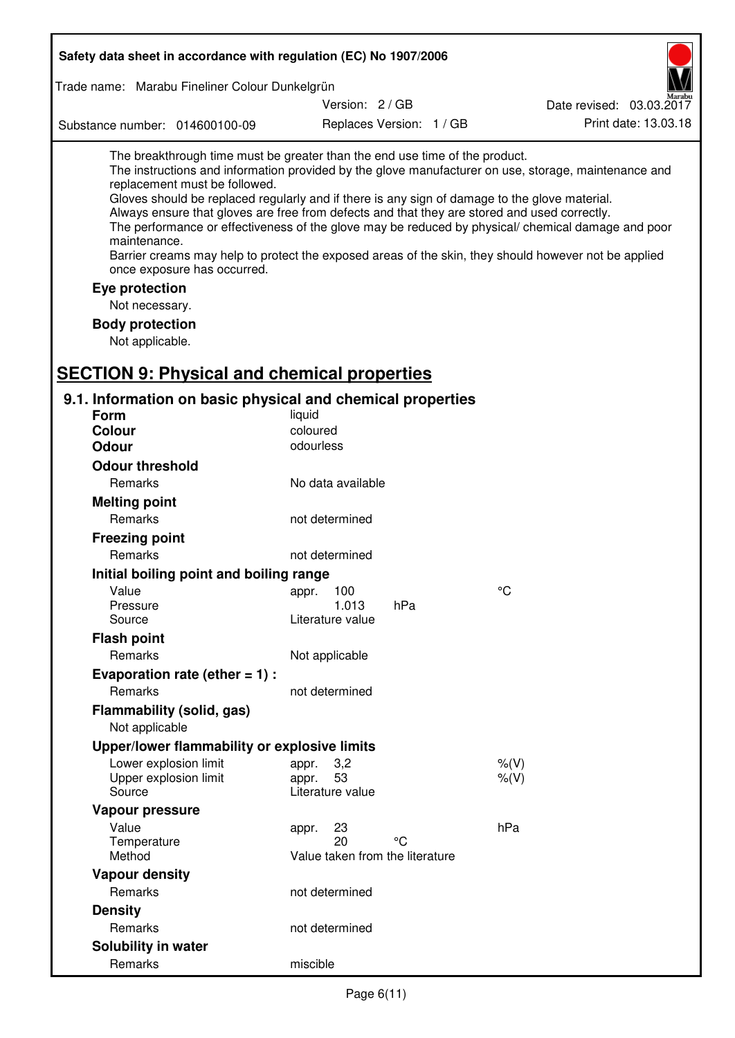The breakthrough time must be greater than the end use time of the product.
The instructions and information provided by the glove manufacturer on use, storage, maintenance and replacement must be followed.
Gloves should be replaced regularly and if there is any sign of damage to the glove material.
Always ensure that gloves are free from defects and that they are stored and used correctly.
The performance or effectiveness of the glove may be reduced by physical/ chemical damage and poor maintenance.
Barrier creams may help to protect the exposed areas of the skin, they should however not be applied once exposure has occurred.

**Eye protection**

Not necessary.

**Body protection**

Not applicable.

# SECTION 9: Physical and chemical properties

## 9.1. Information on basic physical and chemical properties

**Form** liquid

**Colour** coloured

**Odour** odourless

**Odour threshold**

| | | | |
|---|---|---|---|
| Remarks | No data available | | |

**Melting point**

| | | | |
|---|---|---|---|
| Remarks | not determined | | |

**Freezing point**

| | | | |
|---|---|---|---|
| Remarks | not determined | | |

**Initial boiling point and boiling range**

| | | | |
|---|---|---|---|
| Value | appr. 100 | | °C |
| Pressure | 1.013 | hPa | |
| Source | Literature value | | |

**Flash point**

| | | | |
|---|---|---|---|
| Remarks | Not applicable | | |

**Evaporation rate (ether = 1) :**

| | | | |
|---|---|---|---|
| Remarks | not determined | | |

**Flammability (solid, gas)**

Not applicable

**Upper/lower flammability or explosive limits**

| | | | |
|---|---|---|---|
| Lower explosion limit | appr. 3,2 | | %(V) |
| Upper explosion limit | appr. 53 | | %(V) |
| Source | Literature value | | |

**Vapour pressure**

| | | | |
|---|---|---|---|
| Value | appr. 23 | | hPa |
| Temperature | 20 | °C | |
| Method | Value taken from the literature | | |

**Vapour density**

| | | | |
|---|---|---|---|
| Remarks | not determined | | |

**Density**

| | | | |
|---|---|---|---|
| Remarks | not determined | | |

**Solubility in water**

| | | | |
|---|---|---|---|
| Remarks | miscible | | |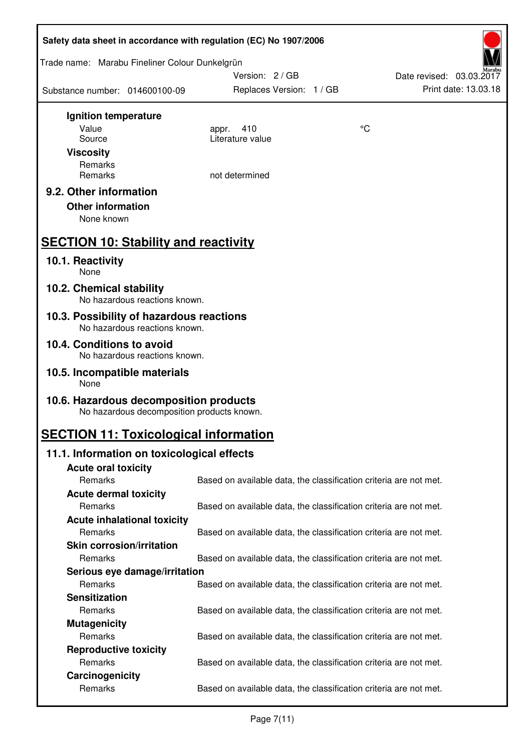**Ignition temperature**

| | | |
|---|---|---|
| Value | appr. 410 | °C |
| Source | Literature value | |

**Viscosity**

| | |
|---|---|
| Remarks | |
| Remarks | not determined |

### 9.2. Other information

**Other information**

None known

## SECTION 10: Stability and reactivity

### 10.1. Reactivity

None

### 10.2. Chemical stability

No hazardous reactions known.

### 10.3. Possibility of hazardous reactions

No hazardous reactions known.

### 10.4. Conditions to avoid

No hazardous reactions known.

### 10.5. Incompatible materials

None

### 10.6. Hazardous decomposition products

No hazardous decomposition products known.

## SECTION 11: Toxicological information

### 11.1. Information on toxicological effects

**Acute oral toxicity**

| | |
|---|---|
| Remarks | Based on available data, the classification criteria are not met. |

**Acute dermal toxicity**

| | |
|---|---|
| Remarks | Based on available data, the classification criteria are not met. |

**Acute inhalational toxicity**

| | |
|---|---|
| Remarks | Based on available data, the classification criteria are not met. |

**Skin corrosion/irritation**

| | |
|---|---|
| Remarks | Based on available data, the classification criteria are not met. |

**Serious eye damage/irritation**

| | |
|---|---|
| Remarks | Based on available data, the classification criteria are not met. |

**Sensitization**

| | |
|---|---|
| Remarks | Based on available data, the classification criteria are not met. |

**Mutagenicity**

| | |
|---|---|
| Remarks | Based on available data, the classification criteria are not met. |

**Reproductive toxicity**

| | |
|---|---|
| Remarks | Based on available data, the classification criteria are not met. |

**Carcinogenicity**

| | |
|---|---|
| Remarks | Based on available data, the classification criteria are not met. |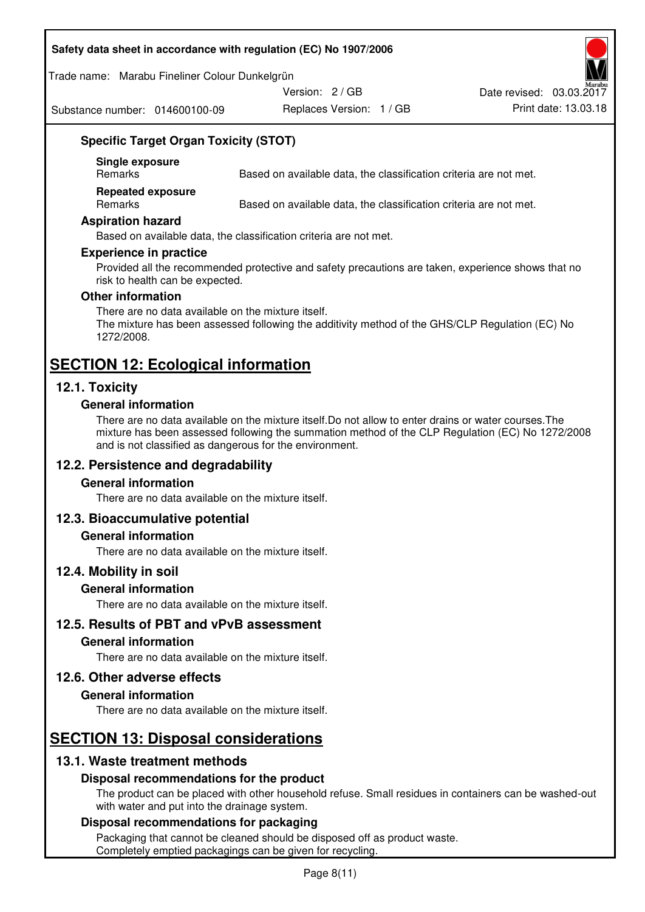### Specific Target Organ Toxicity (STOT)

| | |
|---|---|
| **Single exposure** | |
| Remarks | Based on available data, the classification criteria are not met. |
| **Repeated exposure** | |
| Remarks | Based on available data, the classification criteria are not met. |

### Aspiration hazard

Based on available data, the classification criteria are not met.

### Experience in practice

Provided all the recommended protective and safety precautions are taken, experience shows that no risk to health can be expected.

### Other information

There are no data available on the mixture itself.
The mixture has been assessed following the additivity method of the GHS/CLP Regulation (EC) No 1272/2008.

# SECTION 12: Ecological information

## 12.1. Toxicity

### General information

There are no data available on the mixture itself.Do not allow to enter drains or water courses.The mixture has been assessed following the summation method of the CLP Regulation (EC) No 1272/2008 and is not classified as dangerous for the environment.

## 12.2. Persistence and degradability

### General information

There are no data available on the mixture itself.

## 12.3. Bioaccumulative potential

### General information

There are no data available on the mixture itself.

## 12.4. Mobility in soil

### General information

There are no data available on the mixture itself.

## 12.5. Results of PBT and vPvB assessment

### General information

There are no data available on the mixture itself.

## 12.6. Other adverse effects

### General information

There are no data available on the mixture itself.

# SECTION 13: Disposal considerations

## 13.1. Waste treatment methods

### Disposal recommendations for the product

The product can be placed with other household refuse. Small residues in containers can be washed-out with water and put into the drainage system.

### Disposal recommendations for packaging

Packaging that cannot be cleaned should be disposed off as product waste.
Completely emptied packagings can be given for recycling.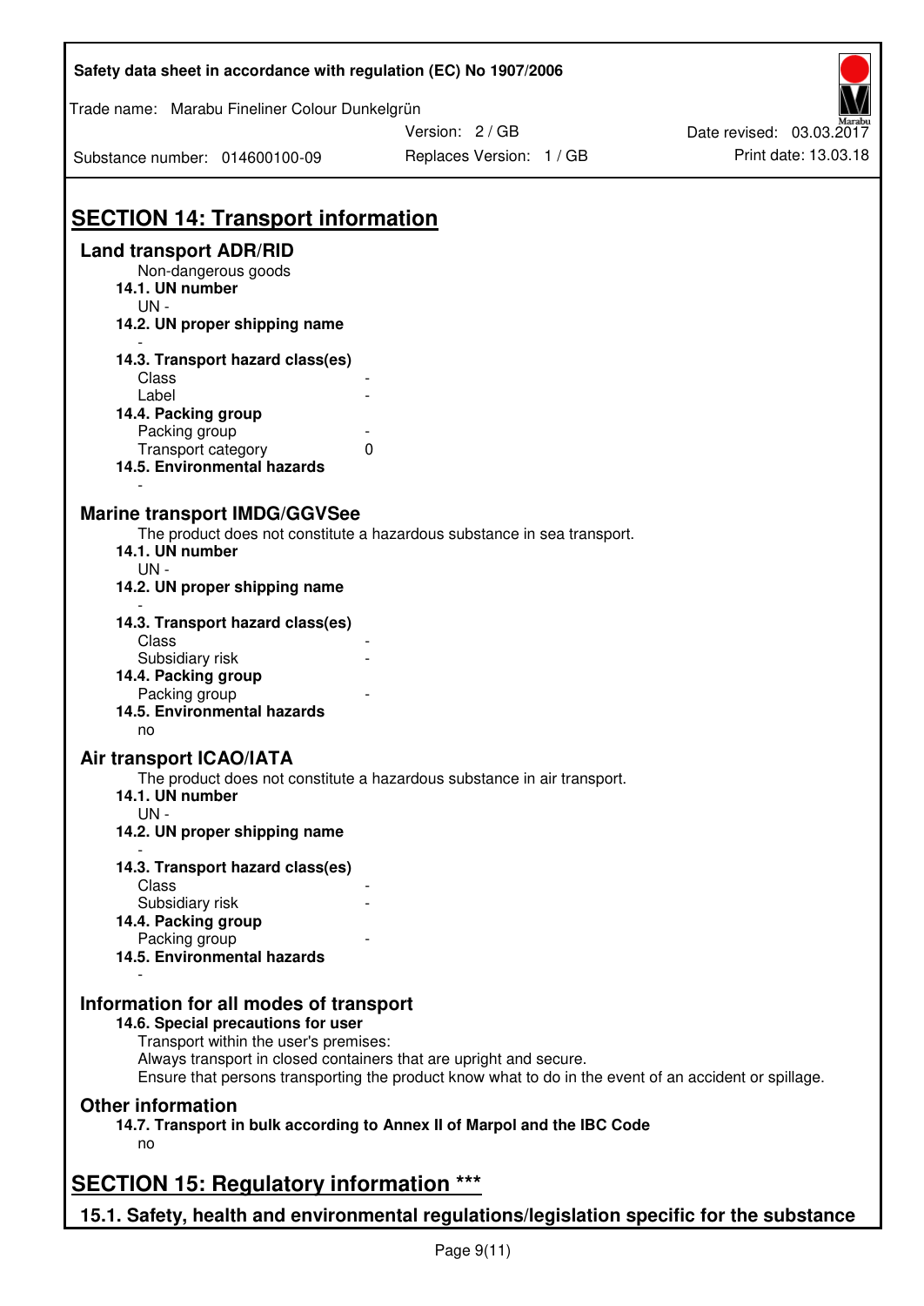# SECTION 14: Transport information

## Land transport ADR/RID

Non-dangerous goods

**14.1. UN number**

UN -

**14.2. UN proper shipping name**

-

**14.3. Transport hazard class(es)**

| | |
|---|---|
| Class | - |
| Label | - |

**14.4. Packing group**

| | |
|---|---|
| Packing group | - |
| Transport category | 0 |

**14.5. Environmental hazards**

-

## Marine transport IMDG/GGVSee

The product does not constitute a hazardous substance in sea transport.

**14.1. UN number**

UN -

**14.2. UN proper shipping name**

-

**14.3. Transport hazard class(es)**

| | |
|---|---|
| Class | - |
| Subsidiary risk | - |

**14.4. Packing group**

| | |
|---|---|
| Packing group | - |

**14.5. Environmental hazards**

no

## Air transport ICAO/IATA

The product does not constitute a hazardous substance in air transport.

**14.1. UN number**

UN -

**14.2. UN proper shipping name**

-

**14.3. Transport hazard class(es)**

| | |
|---|---|
| Class | - |
| Subsidiary risk | - |

**14.4. Packing group**

| | |
|---|---|
| Packing group | - |

**14.5. Environmental hazards**

-

## Information for all modes of transport

**14.6. Special precautions for user**

Transport within the user's premises:
Always transport in closed containers that are upright and secure.
Ensure that persons transporting the product know what to do in the event of an accident or spillage.

## Other information

**14.7. Transport in bulk according to Annex II of Marpol and the IBC Code**

no

# SECTION 15: Regulatory information ***

## 15.1. Safety, health and environmental regulations/legislation specific for the substance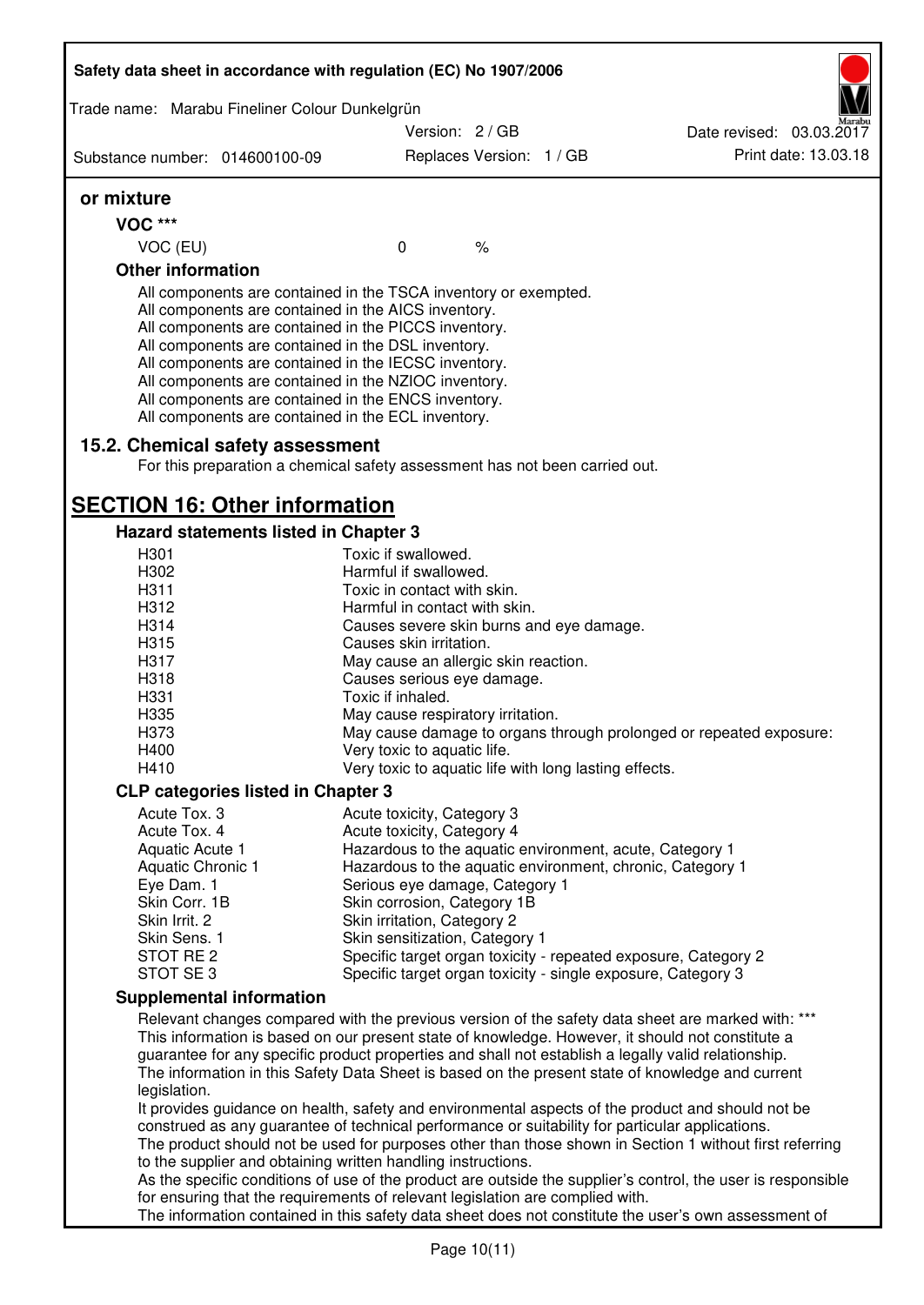**or mixture**

**VOC *****

| VOC (EU) | 0 | % |
|---|---|---|

**Other information**

All components are contained in the TSCA inventory or exempted.
All components are contained in the AICS inventory.
All components are contained in the PICCS inventory.
All components are contained in the DSL inventory.
All components are contained in the IECSC inventory.
All components are contained in the NZIOC inventory.
All components are contained in the ENCS inventory.
All components are contained in the ECL inventory.

### 15.2. Chemical safety assessment

For this preparation a chemical safety assessment has not been carried out.

## SECTION 16: Other information

### Hazard statements listed in Chapter 3

| | |
|---|---|
| H301 | Toxic if swallowed. |
| H302 | Harmful if swallowed. |
| H311 | Toxic in contact with skin. |
| H312 | Harmful in contact with skin. |
| H314 | Causes severe skin burns and eye damage. |
| H315 | Causes skin irritation. |
| H317 | May cause an allergic skin reaction. |
| H318 | Causes serious eye damage. |
| H331 | Toxic if inhaled. |
| H335 | May cause respiratory irritation. |
| H373 | May cause damage to organs through prolonged or repeated exposure: |
| H400 | Very toxic to aquatic life. |
| H410 | Very toxic to aquatic life with long lasting effects. |

### CLP categories listed in Chapter 3

| | |
|---|---|
| Acute Tox. 3 | Acute toxicity, Category 3 |
| Acute Tox. 4 | Acute toxicity, Category 4 |
| Aquatic Acute 1 | Hazardous to the aquatic environment, acute, Category 1 |
| Aquatic Chronic 1 | Hazardous to the aquatic environment, chronic, Category 1 |
| Eye Dam. 1 | Serious eye damage, Category 1 |
| Skin Corr. 1B | Skin corrosion, Category 1B |
| Skin Irrit. 2 | Skin irritation, Category 2 |
| Skin Sens. 1 | Skin sensitization, Category 1 |
| STOT RE 2 | Specific target organ toxicity - repeated exposure, Category 2 |
| STOT SE 3 | Specific target organ toxicity - single exposure, Category 3 |

### Supplemental information

Relevant changes compared with the previous version of the safety data sheet are marked with: ***
This information is based on our present state of knowledge. However, it should not constitute a guarantee for any specific product properties and shall not establish a legally valid relationship.
The information in this Safety Data Sheet is based on the present state of knowledge and current legislation.
It provides guidance on health, safety and environmental aspects of the product and should not be construed as any guarantee of technical performance or suitability for particular applications.
The product should not be used for purposes other than those shown in Section 1 without first referring to the supplier and obtaining written handling instructions.
As the specific conditions of use of the product are outside the supplier's control, the user is responsible for ensuring that the requirements of relevant legislation are complied with.
The information contained in this safety data sheet does not constitute the user's own assessment of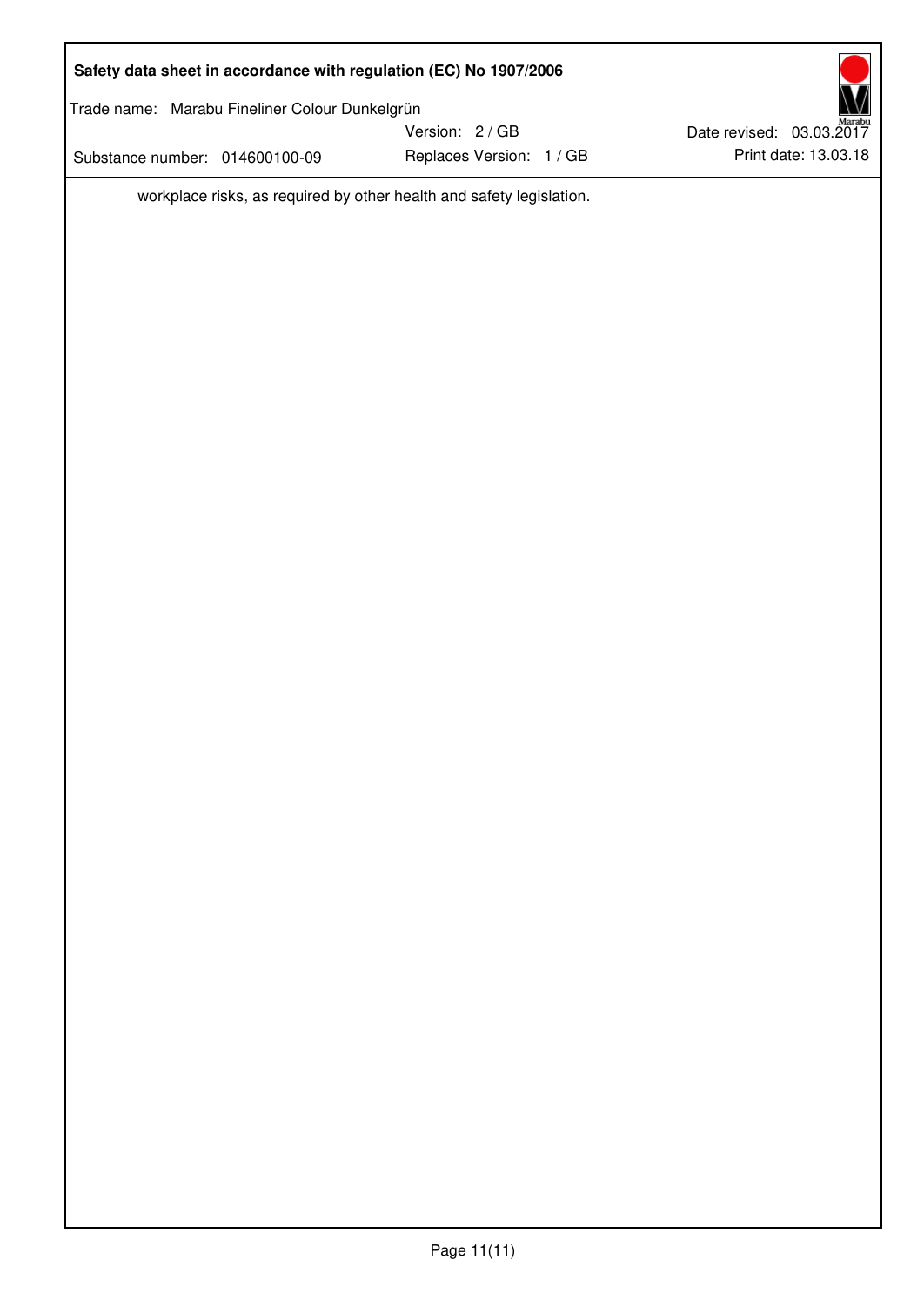workplace risks, as required by other health and safety legislation.